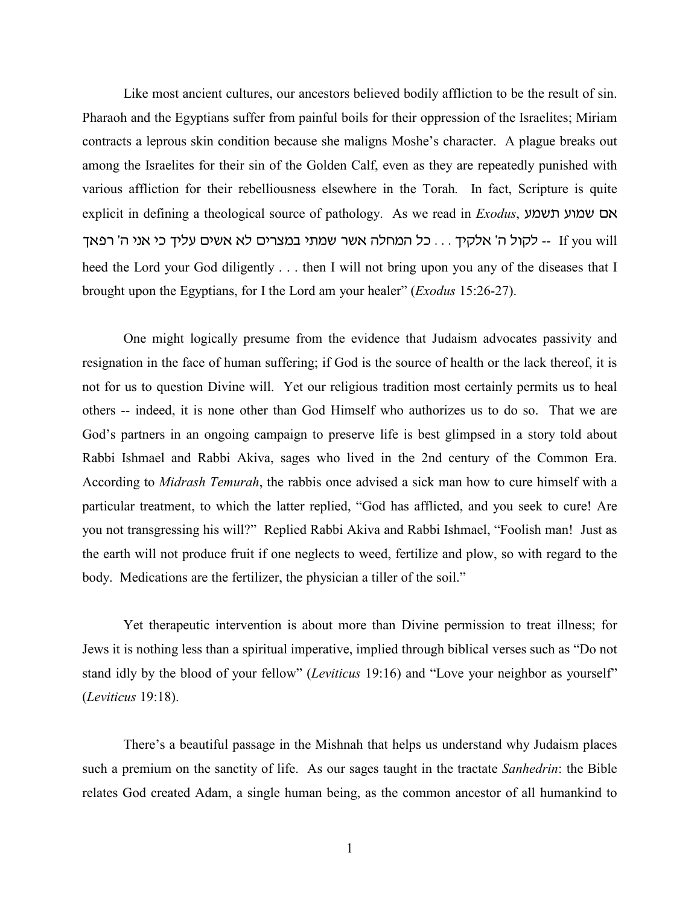Like most ancient cultures, our ancestors believed bodily affliction to be the result of sin. Pharaoh and the Egyptians suffer from painful boils for their oppression of the Israelites; Miriam contracts a leprous skin condition because she maligns Moshe's character. A plague breaks out among the Israelites for their sin of the Golden Calf, even as they are repeatedly punished with various affliction for their rebelliousness elsewhere in the Torah. In fact, Scripture is quite explicit in defining a theological source of pathology. As we read in *Exodus*, אם שמוע תשמע לקול ה' אלקיך . . . כל המחלה אשר שמתי במצרים לא אשים עליך כי אני ה' רפאך -- If you will heed the Lord your God diligently . . . then I will not bring upon you any of the diseases that I brought upon the Egyptians, for I the Lord am your healer" (*Exodus* 15:26-27).

One might logically presume from the evidence that Judaism advocates passivity and resignation in the face of human suffering; if God is the source of health or the lack thereof, it is not for us to question Divine will. Yet our religious tradition most certainly permits us to heal others -- indeed, it is none other than God Himself who authorizes us to do so. That we are God's partners in an ongoing campaign to preserve life is best glimpsed in a story told about Rabbi Ishmael and Rabbi Akiva, sages who lived in the 2nd century of the Common Era. According to *Midrash Temurah*, the rabbis once advised a sick man how to cure himself with a particular treatment, to which the latter replied, "God has afflicted, and you seek to cure! Are you not transgressing his will?" Replied Rabbi Akiva and Rabbi Ishmael, "Foolish man! Just as the earth will not produce fruit if one neglects to weed, fertilize and plow, so with regard to the body. Medications are the fertilizer, the physician a tiller of the soil."

Yet therapeutic intervention is about more than Divine permission to treat illness; for Jews it is nothing less than a spiritual imperative, implied through biblical verses such as "Do not stand idly by the blood of your fellow" (*Leviticus* 19:16) and "Love your neighbor as yourself" (*Leviticus* 19:18).

There's a beautiful passage in the Mishnah that helps us understand why Judaism places such a premium on the sanctity of life. As our sages taught in the tractate *Sanhedrin*: the Bible relates God created Adam, a single human being, as the common ancestor of all humankind to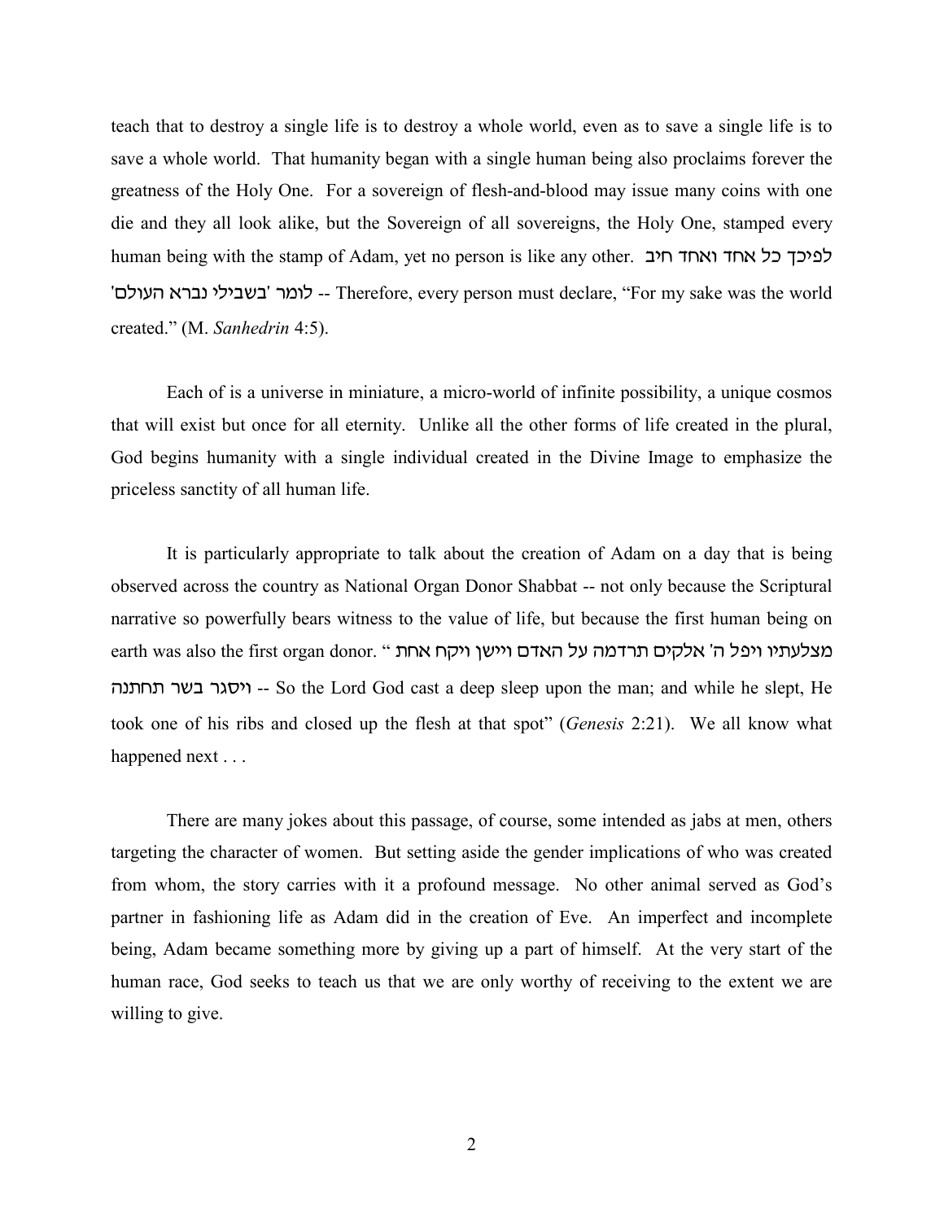teach that to destroy a single life is to destroy a whole world, even as to save a single life is to save a whole world. That humanity began with a single human being also proclaims forever the greatness of the Holy One. For a sovereign of flesh-and-blood may issue many coins with one die and they all look alike, but the Sovereign of all sovereigns, the Holy One, stamped every human being with the stamp of Adam, yet no person is like any other. לפיכך כל אחד ואחד חיב לומר 'בשבילי נברא העולם' -- Therefore, every person must declare, "For my sake was the world created." (M. *Sanhedrin* 4:5).

Each of is a universe in miniature, a micro-world of infinite possibility, a unique cosmos that will exist but once for all eternity. Unlike all the other forms of life created in the plural, God begins humanity with a single individual created in the Divine Image to emphasize the priceless sanctity of all human life.

It is particularly appropriate to talk about the creation of Adam on a day that is being observed across the country as National Organ Donor Shabbat -- not only because the Scriptural narrative so powerfully bears witness to the value of life, but because the first human being on earth was also the first organ donor. " ויפל ה' אלקים תרדמה על האדם ויישן ויקח אחת מצלעתיו ויסגר בשר תחתנה -- So the Lord God cast a deep sleep upon the man; and while he slept, He took one of his ribs and closed up the flesh at that spot" (*Genesis* 2:21). We all know what happened next . . .

There are many jokes about this passage, of course, some intended as jabs at men, others targeting the character of women. But setting aside the gender implications of who was created from whom, the story carries with it a profound message. No other animal served as God's partner in fashioning life as Adam did in the creation of Eve. An imperfect and incomplete being, Adam became something more by giving up a part of himself. At the very start of the human race, God seeks to teach us that we are only worthy of receiving to the extent we are willing to give.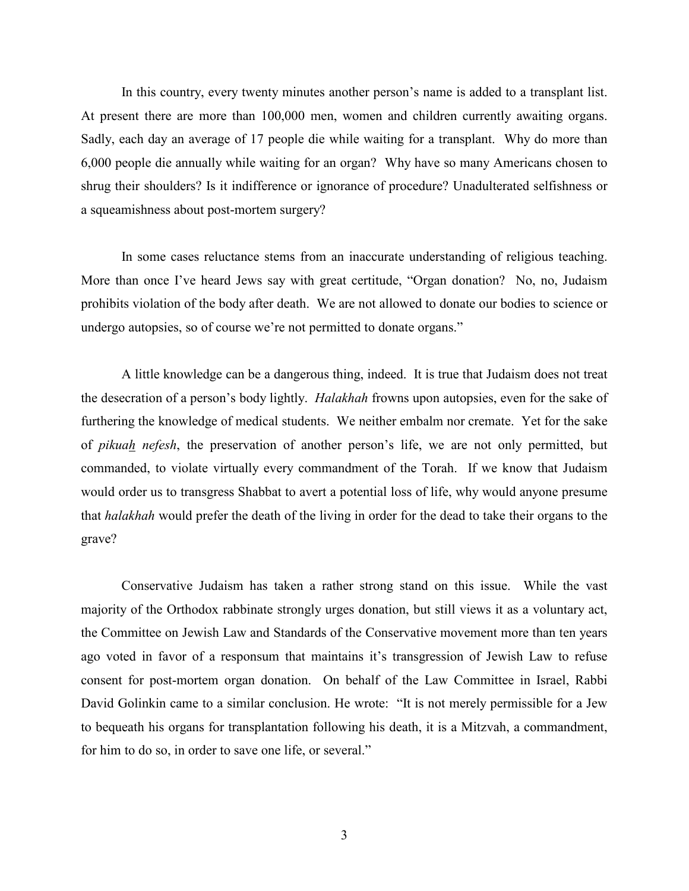In this country, every twenty minutes another person's name is added to a transplant list. At present there are more than 100,000 men, women and children currently awaiting organs. Sadly, each day an average of 17 people die while waiting for a transplant. Why do more than 6,000 people die annually while waiting for an organ? Why have so many Americans chosen to shrug their shoulders? Is it indifference or ignorance of procedure? Unadulterated selfishness or a squeamishness about post-mortem surgery?

In some cases reluctance stems from an inaccurate understanding of religious teaching. More than once I've heard Jews say with great certitude, "Organ donation? No, no, Judaism prohibits violation of the body after death. We are not allowed to donate our bodies to science or undergo autopsies, so of course we're not permitted to donate organs."

A little knowledge can be a dangerous thing, indeed. It is true that Judaism does not treat the desecration of a person's body lightly. *Halakhah* frowns upon autopsies, even for the sake of furthering the knowledge of medical students. We neither embalm nor cremate. Yet for the sake of *pikuah nefesh*, the preservation of another person's life, we are not only permitted, but commanded, to violate virtually every commandment of the Torah. If we know that Judaism would order us to transgress Shabbat to avert a potential loss of life, why would anyone presume that *halakhah* would prefer the death of the living in order for the dead to take their organs to the grave?

Conservative Judaism has taken a rather strong stand on this issue. While the vast majority of the Orthodox rabbinate strongly urges donation, but still views it as a voluntary act, the Committee on Jewish Law and Standards of the Conservative movement more than ten years ago voted in favor of a responsum that maintains it's transgression of Jewish Law to refuse consent for post-mortem organ donation. On behalf of the Law Committee in Israel, Rabbi David Golinkin came to a similar conclusion. He wrote: "It is not merely permissible for a Jew to bequeath his organs for transplantation following his death, it is a Mitzvah, a commandment, for him to do so, in order to save one life, or several."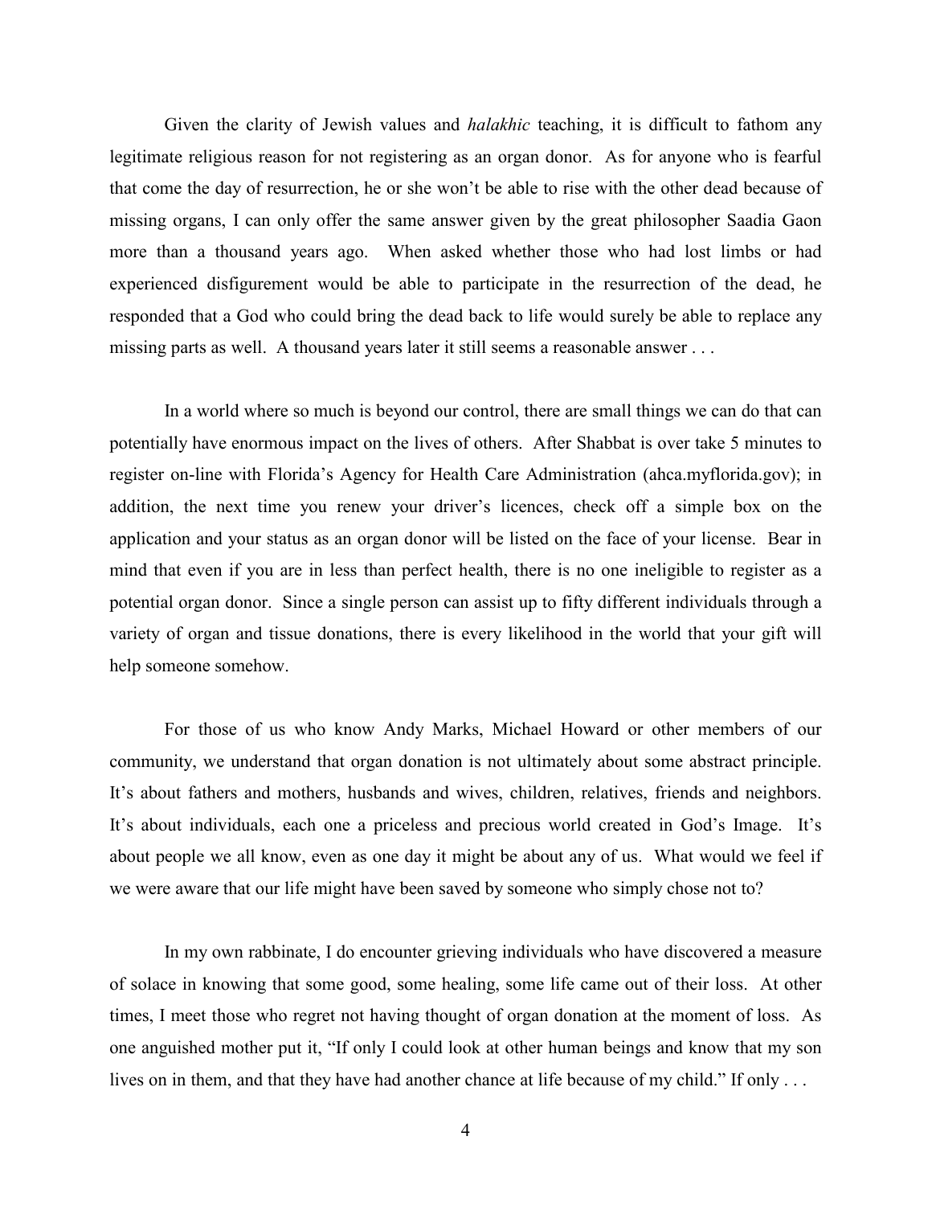Given the clarity of Jewish values and *halakhic* teaching, it is difficult to fathom any legitimate religious reason for not registering as an organ donor. As for anyone who is fearful that come the day of resurrection, he or she won't be able to rise with the other dead because of missing organs, I can only offer the same answer given by the great philosopher Saadia Gaon more than a thousand years ago. When asked whether those who had lost limbs or had experienced disfigurement would be able to participate in the resurrection of the dead, he responded that a God who could bring the dead back to life would surely be able to replace any missing parts as well. A thousand years later it still seems a reasonable answer . . .

In a world where so much is beyond our control, there are small things we can do that can potentially have enormous impact on the lives of others. After Shabbat is over take 5 minutes to register on-line with Florida's Agency for Health Care Administration (ahca.myflorida.gov); in addition, the next time you renew your driver's licences, check off a simple box on the application and your status as an organ donor will be listed on the face of your license. Bear in mind that even if you are in less than perfect health, there is no one ineligible to register as a potential organ donor. Since a single person can assist up to fifty different individuals through a variety of organ and tissue donations, there is every likelihood in the world that your gift will help someone somehow.

For those of us who know Andy Marks, Michael Howard or other members of our community, we understand that organ donation is not ultimately about some abstract principle. It's about fathers and mothers, husbands and wives, children, relatives, friends and neighbors. It's about individuals, each one a priceless and precious world created in God's Image. It's about people we all know, even as one day it might be about any of us. What would we feel if we were aware that our life might have been saved by someone who simply chose not to?

In my own rabbinate, I do encounter grieving individuals who have discovered a measure of solace in knowing that some good, some healing, some life came out of their loss. At other times, I meet those who regret not having thought of organ donation at the moment of loss. As one anguished mother put it, "If only I could look at other human beings and know that my son lives on in them, and that they have had another chance at life because of my child." If only . . .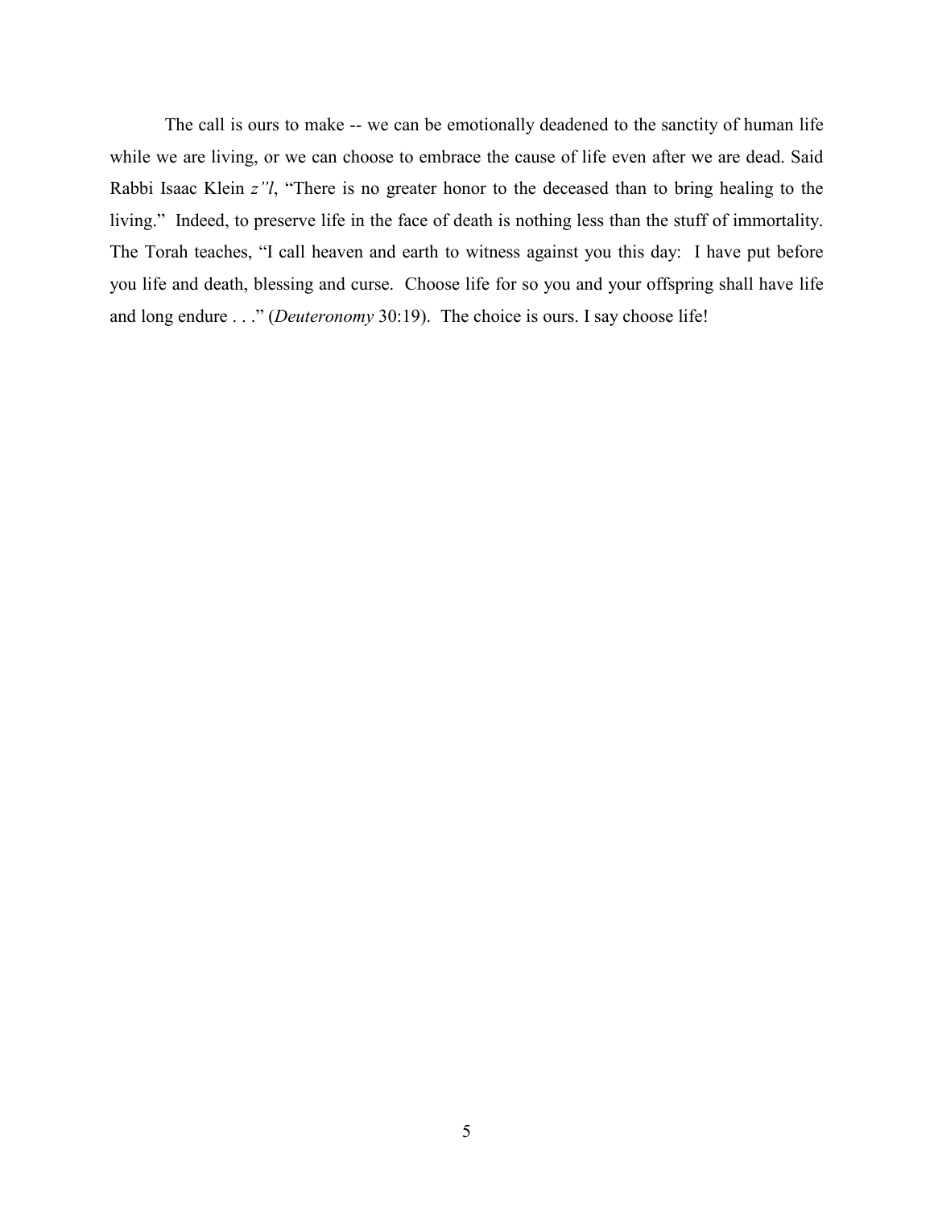The call is ours to make -- we can be emotionally deadened to the sanctity of human life while we are living, or we can choose to embrace the cause of life even after we are dead. Said Rabbi Isaac Klein *z"l*, "There is no greater honor to the deceased than to bring healing to the living." Indeed, to preserve life in the face of death is nothing less than the stuff of immortality. The Torah teaches, "I call heaven and earth to witness against you this day: I have put before you life and death, blessing and curse. Choose life for so you and your offspring shall have life and long endure . . ." (*Deuteronomy* 30:19). The choice is ours. I say choose life!